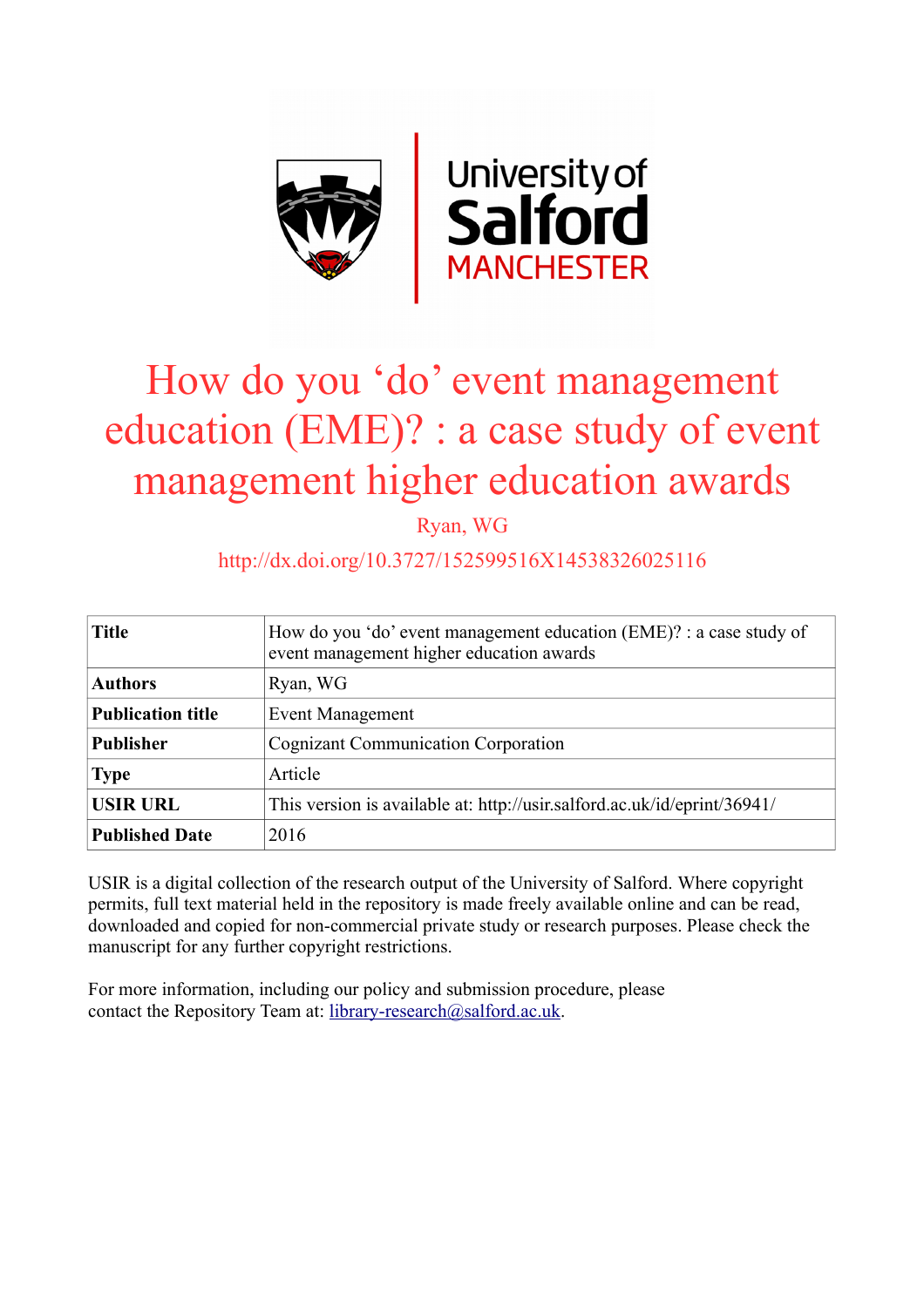# How do you 'do' event management education (EME)? : a case study of event management higher education awards

Ryan, WG

http://dx.doi.org/10.3727/152599516X14538326025116

| | |
|---|---|
| **Title** | How do you 'do' event management education (EME)? : a case study of event management higher education awards |
| **Authors** | Ryan, WG |
| **Publication title** | Event Management |
| **Publisher** | Cognizant Communication Corporation |
| **Type** | Article |
| **USIR URL** | This version is available at: http://usir.salford.ac.uk/id/eprint/36941/ |
| **Published Date** | 2016 |

USIR is a digital collection of the research output of the University of Salford. Where copyright permits, full text material held in the repository is made freely available online and can be read, downloaded and copied for non-commercial private study or research purposes. Please check the manuscript for any further copyright restrictions.

For more information, including our policy and submission procedure, please contact the Repository Team at: library-research@salford.ac.uk.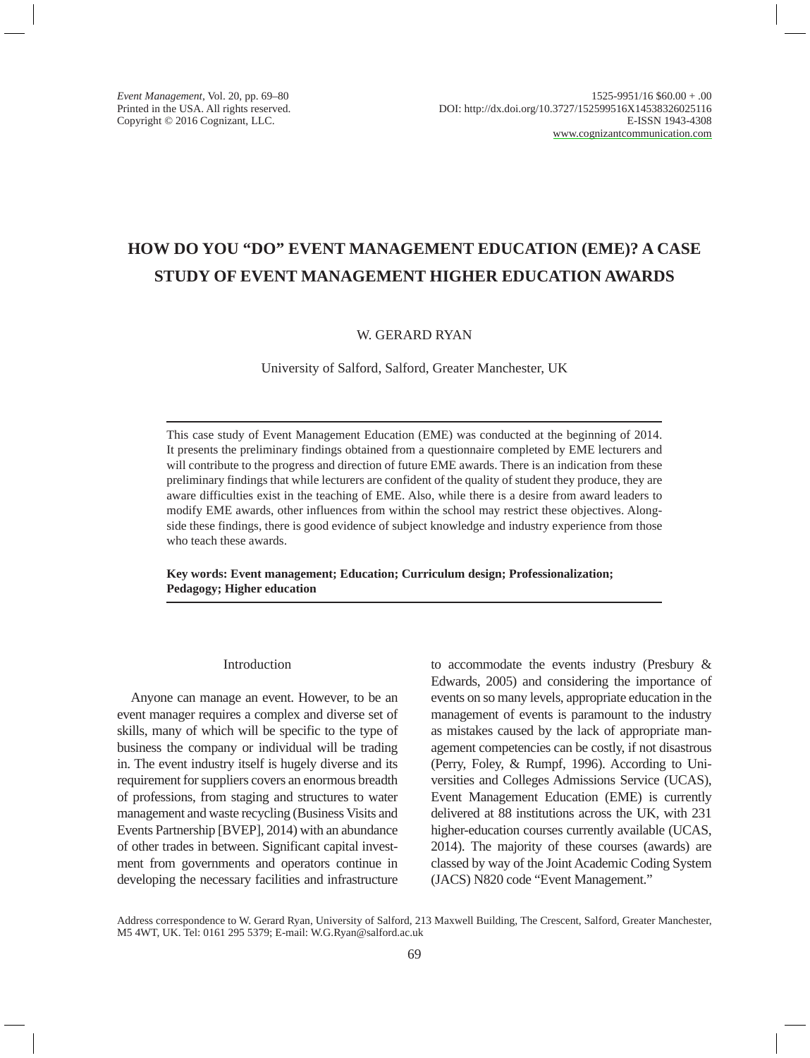# HOW DO YOU "DO" EVENT MANAGEMENT EDUCATION (EME)? A CASE STUDY OF EVENT MANAGEMENT HIGHER EDUCATION AWARDS

W. GERARD RYAN

University of Salford, Salford, Greater Manchester, UK

This case study of Event Management Education (EME) was conducted at the beginning of 2014. It presents the preliminary findings obtained from a questionnaire completed by EME lecturers and will contribute to the progress and direction of future EME awards. There is an indication from these preliminary findings that while lecturers are confident of the quality of student they produce, they are aware difficulties exist in the teaching of EME. Also, while there is a desire from award leaders to modify EME awards, other influences from within the school may restrict these objectives. Alongside these findings, there is good evidence of subject knowledge and industry experience from those who teach these awards.

**Key words: Event management; Education; Curriculum design; Professionalization; Pedagogy; Higher education**

## Introduction

Anyone can manage an event. However, to be an event manager requires a complex and diverse set of skills, many of which will be specific to the type of business the company or individual will be trading in. The event industry itself is hugely diverse and its requirement for suppliers covers an enormous breadth of professions, from staging and structures to water management and waste recycling (Business Visits and Events Partnership [BVEP], 2014) with an abundance of other trades in between. Significant capital investment from governments and operators continue in developing the necessary facilities and infrastructure to accommodate the events industry (Presbury & Edwards, 2005) and considering the importance of events on so many levels, appropriate education in the management of events is paramount to the industry as mistakes caused by the lack of appropriate management competencies can be costly, if not disastrous (Perry, Foley, & Rumpf, 1996). According to Universities and Colleges Admissions Service (UCAS), Event Management Education (EME) is currently delivered at 88 institutions across the UK, with 231 higher-education courses currently available (UCAS, 2014). The majority of these courses (awards) are classed by way of the Joint Academic Coding System (JACS) N820 code "Event Management."

Address correspondence to W. Gerard Ryan, University of Salford, 213 Maxwell Building, The Crescent, Salford, Greater Manchester, M5 4WT, UK. Tel: 0161 295 5379; E-mail: W.G.Ryan@salford.ac.uk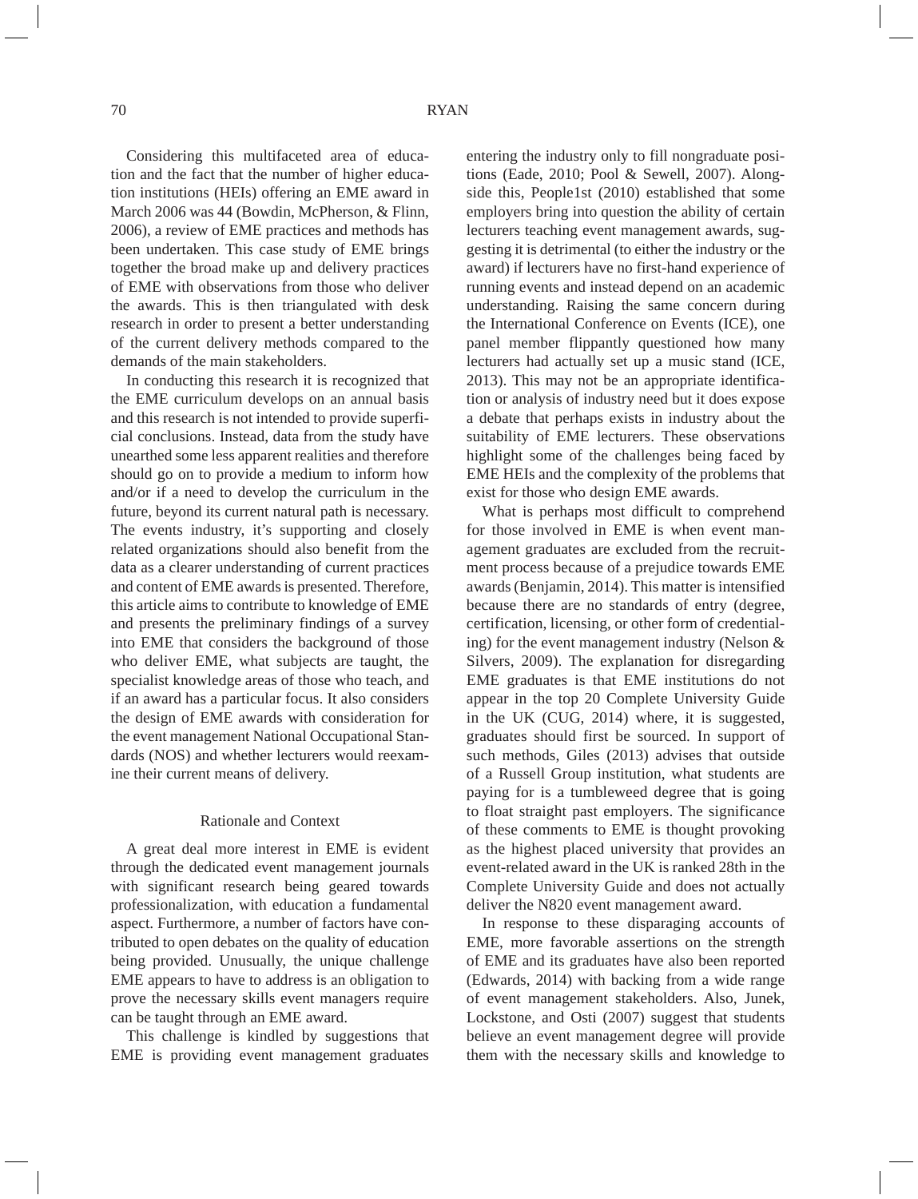Considering this multifaceted area of education and the fact that the number of higher education institutions (HEIs) offering an EME award in March 2006 was 44 (Bowdin, McPherson, & Flinn, 2006), a review of EME practices and methods has been undertaken. This case study of EME brings together the broad make up and delivery practices of EME with observations from those who deliver the awards. This is then triangulated with desk research in order to present a better understanding of the current delivery methods compared to the demands of the main stakeholders.

In conducting this research it is recognized that the EME curriculum develops on an annual basis and this research is not intended to provide superficial conclusions. Instead, data from the study have unearthed some less apparent realities and therefore should go on to provide a medium to inform how and/or if a need to develop the curriculum in the future, beyond its current natural path is necessary. The events industry, it's supporting and closely related organizations should also benefit from the data as a clearer understanding of current practices and content of EME awards is presented. Therefore, this article aims to contribute to knowledge of EME and presents the preliminary findings of a survey into EME that considers the background of those who deliver EME, what subjects are taught, the specialist knowledge areas of those who teach, and if an award has a particular focus. It also considers the design of EME awards with consideration for the event management National Occupational Standards (NOS) and whether lecturers would reexamine their current means of delivery.

## Rationale and Context

A great deal more interest in EME is evident through the dedicated event management journals with significant research being geared towards professionalization, with education a fundamental aspect. Furthermore, a number of factors have contributed to open debates on the quality of education being provided. Unusually, the unique challenge EME appears to have to address is an obligation to prove the necessary skills event managers require can be taught through an EME award.

This challenge is kindled by suggestions that EME is providing event management graduates entering the industry only to fill nongraduate positions (Eade, 2010; Pool & Sewell, 2007). Alongside this, People1st (2010) established that some employers bring into question the ability of certain lecturers teaching event management awards, suggesting it is detrimental (to either the industry or the award) if lecturers have no first-hand experience of running events and instead depend on an academic understanding. Raising the same concern during the International Conference on Events (ICE), one panel member flippantly questioned how many lecturers had actually set up a music stand (ICE, 2013). This may not be an appropriate identification or analysis of industry need but it does expose a debate that perhaps exists in industry about the suitability of EME lecturers. These observations highlight some of the challenges being faced by EME HEIs and the complexity of the problems that exist for those who design EME awards.

What is perhaps most difficult to comprehend for those involved in EME is when event management graduates are excluded from the recruitment process because of a prejudice towards EME awards (Benjamin, 2014). This matter is intensified because there are no standards of entry (degree, certification, licensing, or other form of credentialing) for the event management industry (Nelson & Silvers, 2009). The explanation for disregarding EME graduates is that EME institutions do not appear in the top 20 Complete University Guide in the UK (CUG, 2014) where, it is suggested, graduates should first be sourced. In support of such methods, Giles (2013) advises that outside of a Russell Group institution, what students are paying for is a tumbleweed degree that is going to float straight past employers. The significance of these comments to EME is thought provoking as the highest placed university that provides an event-related award in the UK is ranked 28th in the Complete University Guide and does not actually deliver the N820 event management award.

In response to these disparaging accounts of EME, more favorable assertions on the strength of EME and its graduates have also been reported (Edwards, 2014) with backing from a wide range of event management stakeholders. Also, Junek, Lockstone, and Osti (2007) suggest that students believe an event management degree will provide them with the necessary skills and knowledge to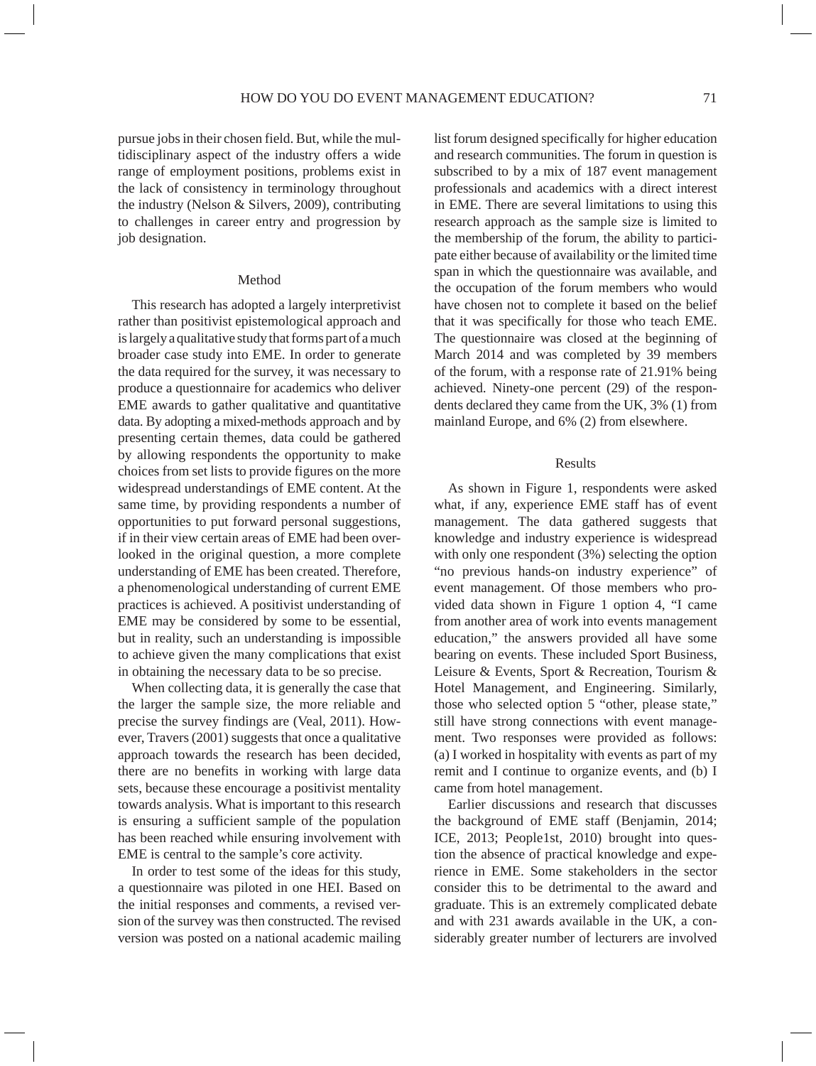pursue jobs in their chosen field. But, while the multidisciplinary aspect of the industry offers a wide range of employment positions, problems exist in the lack of consistency in terminology throughout the industry (Nelson & Silvers, 2009), contributing to challenges in career entry and progression by job designation.

## Method

This research has adopted a largely interpretivist rather than positivist epistemological approach and is largely a qualitative study that forms part of a much broader case study into EME. In order to generate the data required for the survey, it was necessary to produce a questionnaire for academics who deliver EME awards to gather qualitative and quantitative data. By adopting a mixed-methods approach and by presenting certain themes, data could be gathered by allowing respondents the opportunity to make choices from set lists to provide figures on the more widespread understandings of EME content. At the same time, by providing respondents a number of opportunities to put forward personal suggestions, if in their view certain areas of EME had been overlooked in the original question, a more complete understanding of EME has been created. Therefore, a phenomenological understanding of current EME practices is achieved. A positivist understanding of EME may be considered by some to be essential, but in reality, such an understanding is impossible to achieve given the many complications that exist in obtaining the necessary data to be so precise.

When collecting data, it is generally the case that the larger the sample size, the more reliable and precise the survey findings are (Veal, 2011). However, Travers (2001) suggests that once a qualitative approach towards the research has been decided, there are no benefits in working with large data sets, because these encourage a positivist mentality towards analysis. What is important to this research is ensuring a sufficient sample of the population has been reached while ensuring involvement with EME is central to the sample's core activity.

In order to test some of the ideas for this study, a questionnaire was piloted in one HEI. Based on the initial responses and comments, a revised version of the survey was then constructed. The revised version was posted on a national academic mailing list forum designed specifically for higher education and research communities. The forum in question is subscribed to by a mix of 187 event management professionals and academics with a direct interest in EME. There are several limitations to using this research approach as the sample size is limited to the membership of the forum, the ability to participate either because of availability or the limited time span in which the questionnaire was available, and the occupation of the forum members who would have chosen not to complete it based on the belief that it was specifically for those who teach EME. The questionnaire was closed at the beginning of March 2014 and was completed by 39 members of the forum, with a response rate of 21.91% being achieved. Ninety-one percent (29) of the respondents declared they came from the UK, 3% (1) from mainland Europe, and 6% (2) from elsewhere.

## Results

As shown in Figure 1, respondents were asked what, if any, experience EME staff has of event management. The data gathered suggests that knowledge and industry experience is widespread with only one respondent (3%) selecting the option "no previous hands-on industry experience" of event management. Of those members who provided data shown in Figure 1 option 4, "I came from another area of work into events management education," the answers provided all have some bearing on events. These included Sport Business, Leisure & Events, Sport & Recreation, Tourism & Hotel Management, and Engineering. Similarly, those who selected option 5 "other, please state," still have strong connections with event management. Two responses were provided as follows: (a) I worked in hospitality with events as part of my remit and I continue to organize events, and (b) I came from hotel management.

Earlier discussions and research that discusses the background of EME staff (Benjamin, 2014; ICE, 2013; People1st, 2010) brought into question the absence of practical knowledge and experience in EME. Some stakeholders in the sector consider this to be detrimental to the award and graduate. This is an extremely complicated debate and with 231 awards available in the UK, a considerably greater number of lecturers are involved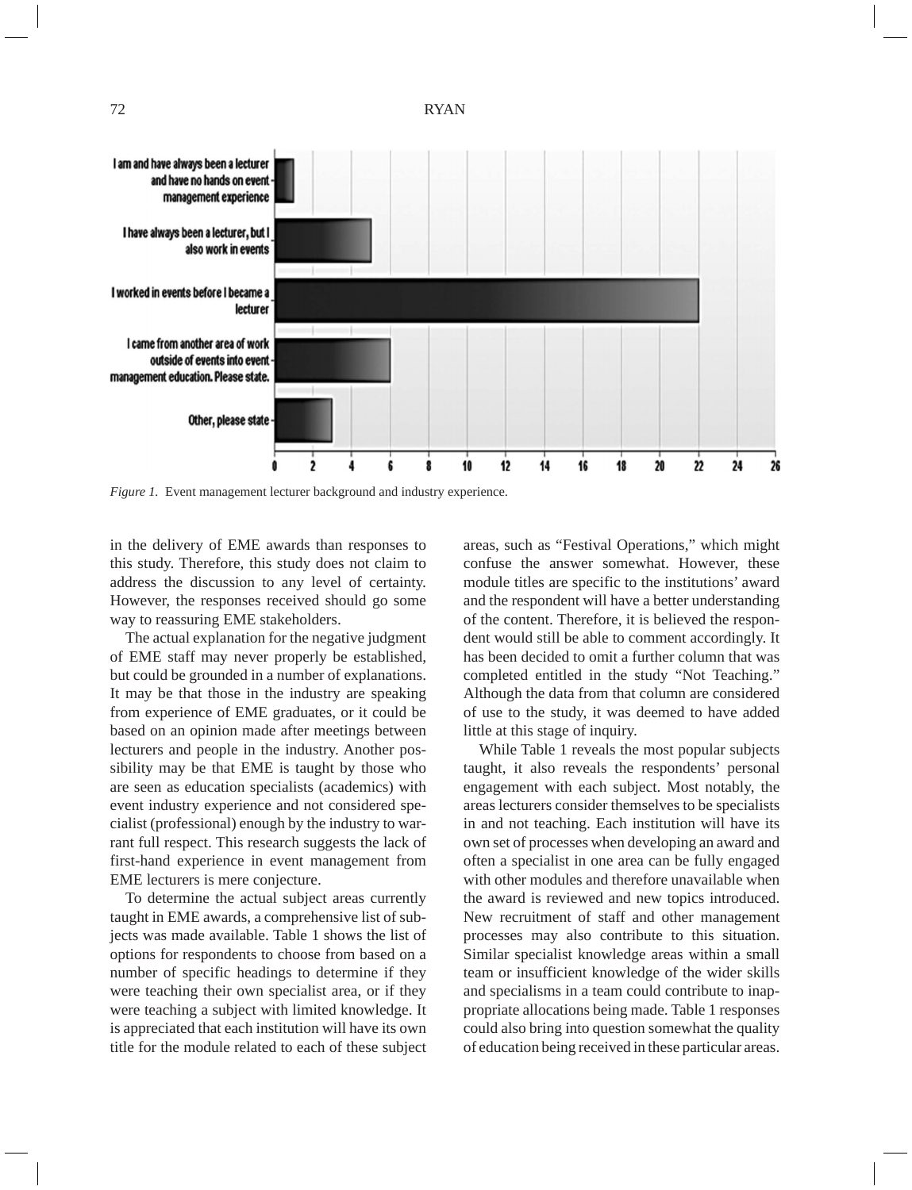*Figure 1.* Event management lecturer background and industry experience.

in the delivery of EME awards than responses to this study. Therefore, this study does not claim to address the discussion to any level of certainty. However, the responses received should go some way to reassuring EME stakeholders.

The actual explanation for the negative judgment of EME staff may never properly be established, but could be grounded in a number of explanations. It may be that those in the industry are speaking from experience of EME graduates, or it could be based on an opinion made after meetings between lecturers and people in the industry. Another possibility may be that EME is taught by those who are seen as education specialists (academics) with event industry experience and not considered specialist (professional) enough by the industry to warrant full respect. This research suggests the lack of first-hand experience in event management from EME lecturers is mere conjecture.

To determine the actual subject areas currently taught in EME awards, a comprehensive list of subjects was made available. Table 1 shows the list of options for respondents to choose from based on a number of specific headings to determine if they were teaching their own specialist area, or if they were teaching a subject with limited knowledge. It is appreciated that each institution will have its own title for the module related to each of these subject areas, such as "Festival Operations," which might confuse the answer somewhat. However, these module titles are specific to the institutions' award and the respondent will have a better understanding of the content. Therefore, it is believed the respondent would still be able to comment accordingly. It has been decided to omit a further column that was completed entitled in the study "Not Teaching." Although the data from that column are considered of use to the study, it was deemed to have added little at this stage of inquiry.

While Table 1 reveals the most popular subjects taught, it also reveals the respondents' personal engagement with each subject. Most notably, the areas lecturers consider themselves to be specialists in and not teaching. Each institution will have its own set of processes when developing an award and often a specialist in one area can be fully engaged with other modules and therefore unavailable when the award is reviewed and new topics introduced. New recruitment of staff and other management processes may also contribute to this situation. Similar specialist knowledge areas within a small team or insufficient knowledge of the wider skills and specialisms in a team could contribute to inappropriate allocations being made. Table 1 responses could also bring into question somewhat the quality of education being received in these particular areas.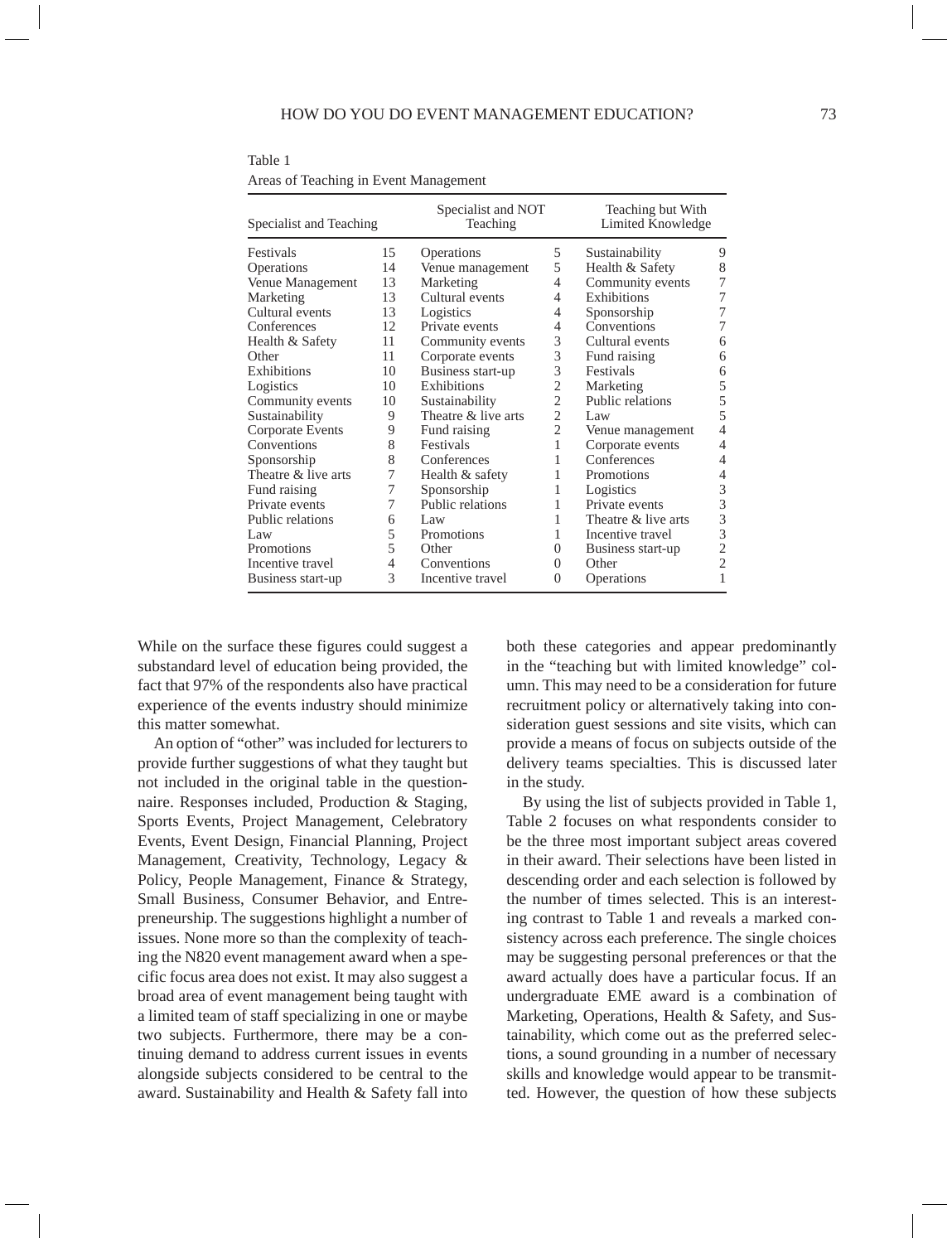Table 1

Areas of Teaching in Event Management

| Specialist and Teaching | | Specialist and NOT Teaching | | Teaching but With Limited Knowledge | |
|---|---|---|---|---|---|
| Festivals | 15 | Operations | 5 | Sustainability | 9 |
| Operations | 14 | Venue management | 5 | Health & Safety | 8 |
| Venue Management | 13 | Marketing | 4 | Community events | 7 |
| Marketing | 13 | Cultural events | 4 | Exhibitions | 7 |
| Cultural events | 13 | Logistics | 4 | Sponsorship | 7 |
| Conferences | 12 | Private events | 4 | Conventions | 7 |
| Health & Safety | 11 | Community events | 3 | Cultural events | 6 |
| Other | 11 | Corporate events | 3 | Fund raising | 6 |
| Exhibitions | 10 | Business start-up | 3 | Festivals | 6 |
| Logistics | 10 | Exhibitions | 2 | Marketing | 5 |
| Community events | 10 | Sustainability | 2 | Public relations | 5 |
| Sustainability | 9 | Theatre & live arts | 2 | Law | 5 |
| Corporate Events | 9 | Fund raising | 2 | Venue management | 4 |
| Conventions | 8 | Festivals | 1 | Corporate events | 4 |
| Sponsorship | 8 | Conferences | 1 | Conferences | 4 |
| Theatre & live arts | 7 | Health & safety | 1 | Promotions | 4 |
| Fund raising | 7 | Sponsorship | 1 | Logistics | 3 |
| Private events | 7 | Public relations | 1 | Private events | 3 |
| Public relations | 6 | Law | 1 | Theatre & live arts | 3 |
| Law | 5 | Promotions | 1 | Incentive travel | 3 |
| Promotions | 5 | Other | 0 | Business start-up | 2 |
| Incentive travel | 4 | Conventions | 0 | Other | 2 |
| Business start-up | 3 | Incentive travel | 0 | Operations | 1 |

While on the surface these figures could suggest a substandard level of education being provided, the fact that 97% of the respondents also have practical experience of the events industry should minimize this matter somewhat.

An option of "other" was included for lecturers to provide further suggestions of what they taught but not included in the original table in the questionnaire. Responses included, Production & Staging, Sports Events, Project Management, Celebratory Events, Event Design, Financial Planning, Project Management, Creativity, Technology, Legacy & Policy, People Management, Finance & Strategy, Small Business, Consumer Behavior, and Entrepreneurship. The suggestions highlight a number of issues. None more so than the complexity of teaching the N820 event management award when a specific focus area does not exist. It may also suggest a broad area of event management being taught with a limited team of staff specializing in one or maybe two subjects. Furthermore, there may be a continuing demand to address current issues in events alongside subjects considered to be central to the award. Sustainability and Health & Safety fall into both these categories and appear predominantly in the "teaching but with limited knowledge" column. This may need to be a consideration for future recruitment policy or alternatively taking into consideration guest sessions and site visits, which can provide a means of focus on subjects outside of the delivery teams specialties. This is discussed later in the study.

By using the list of subjects provided in Table 1, Table 2 focuses on what respondents consider to be the three most important subject areas covered in their award. Their selections have been listed in descending order and each selection is followed by the number of times selected. This is an interesting contrast to Table 1 and reveals a marked consistency across each preference. The single choices may be suggesting personal preferences or that the award actually does have a particular focus. If an undergraduate EME award is a combination of Marketing, Operations, Health & Safety, and Sustainability, which come out as the preferred selections, a sound grounding in a number of necessary skills and knowledge would appear to be transmitted. However, the question of how these subjects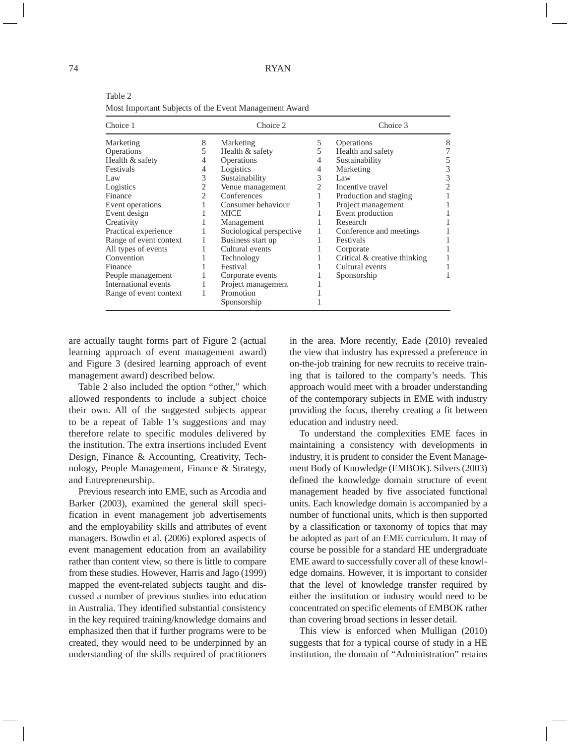Table 2

Most Important Subjects of the Event Management Award

| Choice 1 | | Choice 2 | | Choice 3 | |
|---|---|---|---|---|---|
| Marketing | 8 | Marketing | 5 | Operations | 8 |
| Operations | 5 | Health & safety | 5 | Health and safety | 7 |
| Health & safety | 4 | Operations | 4 | Sustainability | 5 |
| Festivals | 4 | Logistics | 4 | Marketing | 3 |
| Law | 3 | Sustainability | 3 | Law | 3 |
| Logistics | 2 | Venue management | 2 | Incentive travel | 2 |
| Finance | 2 | Conferences | 1 | Production and staging | 1 |
| Event operations | 1 | Consumer behaviour | 1 | Project management | 1 |
| Event design | 1 | MICE | 1 | Event production | 1 |
| Creativity | 1 | Management | 1 | Research | 1 |
| Practical experience | 1 | Sociological perspective | 1 | Conference and meetings | 1 |
| Range of event context | 1 | Business start up | 1 | Festivals | 1 |
| All types of events | 1 | Cultural events | 1 | Corporate | 1 |
| Convention | 1 | Technology | 1 | Critical & creative thinking | 1 |
| Finance | 1 | Festival | 1 | Cultural events | 1 |
| People management | 1 | Corporate events | 1 | Sponsorship | 1 |
| International events | 1 | Project management | 1 | | |
| Range of event context | 1 | Promotion | 1 | | |
| | | Sponsorship | 1 | | |

are actually taught forms part of Figure 2 (actual learning approach of event management award) and Figure 3 (desired learning approach of event management award) described below.

Table 2 also included the option "other," which allowed respondents to include a subject choice their own. All of the suggested subjects appear to be a repeat of Table 1's suggestions and may therefore relate to specific modules delivered by the institution. The extra insertions included Event Design, Finance & Accounting, Creativity, Technology, People Management, Finance & Strategy, and Entrepreneurship.

Previous research into EME, such as Arcodia and Barker (2003), examined the general skill specification in event management job advertisements and the employability skills and attributes of event managers. Bowdin et al. (2006) explored aspects of event management education from an availability rather than content view, so there is little to compare from these studies. However, Harris and Jago (1999) mapped the event-related subjects taught and discussed a number of previous studies into education in Australia. They identified substantial consistency in the key required training/knowledge domains and emphasized then that if further programs were to be created, they would need to be underpinned by an understanding of the skills required of practitioners in the area. More recently, Eade (2010) revealed the view that industry has expressed a preference in on-the-job training for new recruits to receive training that is tailored to the company's needs. This approach would meet with a broader understanding of the contemporary subjects in EME with industry providing the focus, thereby creating a fit between education and industry need.

To understand the complexities EME faces in maintaining a consistency with developments in industry, it is prudent to consider the Event Management Body of Knowledge (EMBOK). Silvers (2003) defined the knowledge domain structure of event management headed by five associated functional units. Each knowledge domain is accompanied by a number of functional units, which is then supported by a classification or taxonomy of topics that may be adopted as part of an EME curriculum. It may of course be possible for a standard HE undergraduate EME award to successfully cover all of these knowledge domains. However, it is important to consider that the level of knowledge transfer required by either the institution or industry would need to be concentrated on specific elements of EMBOK rather than covering broad sections in lesser detail.

This view is enforced when Mulligan (2010) suggests that for a typical course of study in a HE institution, the domain of "Administration" retains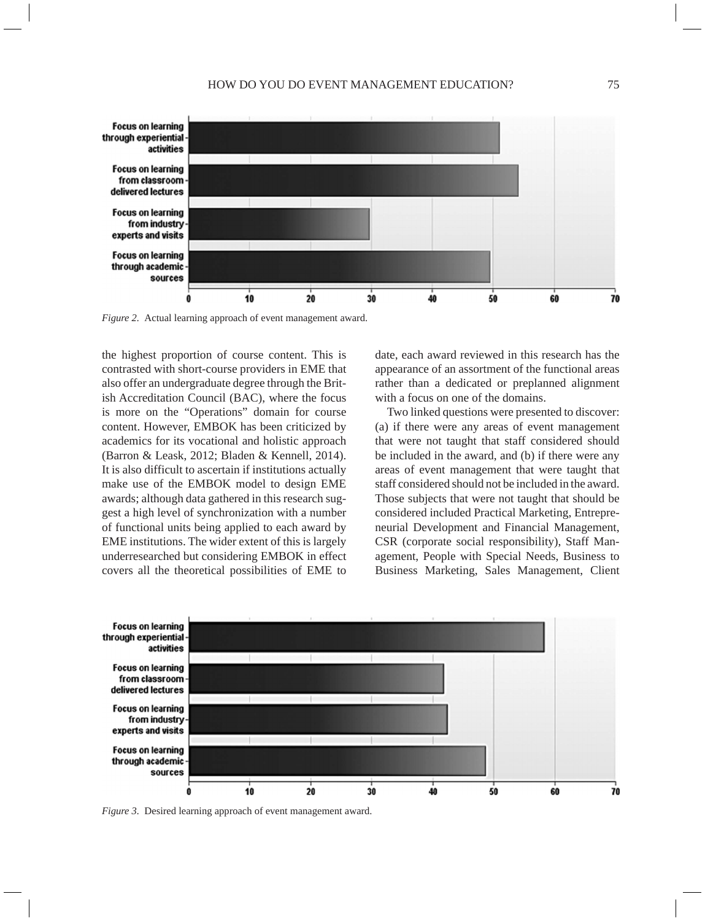*Figure 2*. Actual learning approach of event management award.

the highest proportion of course content. This is contrasted with short-course providers in EME that also offer an undergraduate degree through the British Accreditation Council (BAC), where the focus is more on the "Operations" domain for course content. However, EMBOK has been criticized by academics for its vocational and holistic approach (Barron & Leask, 2012; Bladen & Kennell, 2014). It is also difficult to ascertain if institutions actually make use of the EMBOK model to design EME awards; although data gathered in this research suggest a high level of synchronization with a number of functional units being applied to each award by EME institutions. The wider extent of this is largely underresearched but considering EMBOK in effect covers all the theoretical possibilities of EME to date, each award reviewed in this research has the appearance of an assortment of the functional areas rather than a dedicated or preplanned alignment with a focus on one of the domains.

Two linked questions were presented to discover: (a) if there were any areas of event management that were not taught that staff considered should be included in the award, and (b) if there were any areas of event management that were taught that staff considered should not be included in the award. Those subjects that were not taught that should be considered included Practical Marketing, Entrepreneurial Development and Financial Management, CSR (corporate social responsibility), Staff Management, People with Special Needs, Business to Business Marketing, Sales Management, Client

*Figure 3*. Desired learning approach of event management award.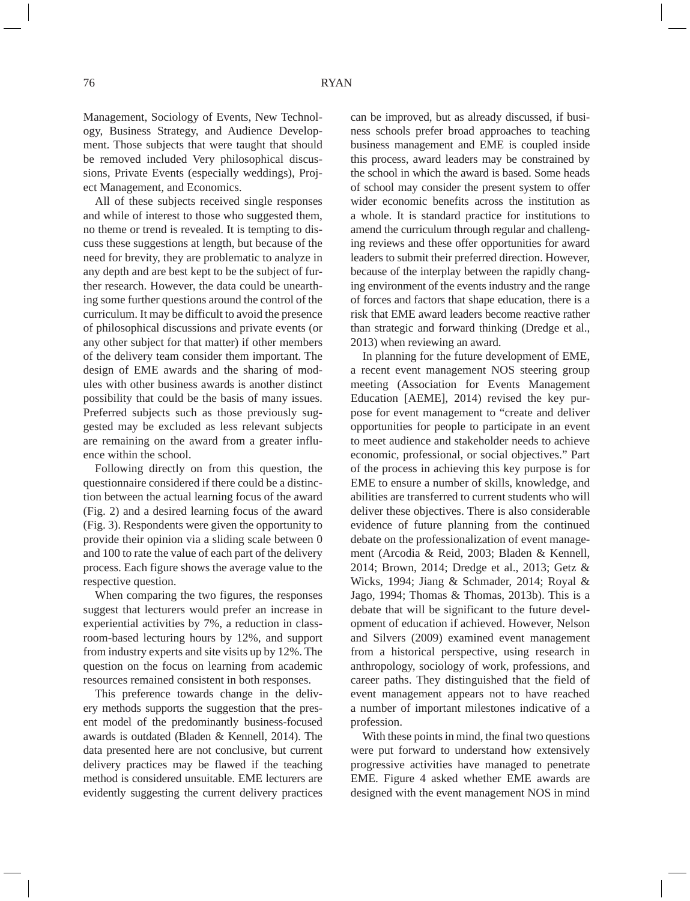Management, Sociology of Events, New Technology, Business Strategy, and Audience Development. Those subjects that were taught that should be removed included Very philosophical discussions, Private Events (especially weddings), Project Management, and Economics.

All of these subjects received single responses and while of interest to those who suggested them, no theme or trend is revealed. It is tempting to discuss these suggestions at length, but because of the need for brevity, they are problematic to analyze in any depth and are best kept to be the subject of further research. However, the data could be unearthing some further questions around the control of the curriculum. It may be difficult to avoid the presence of philosophical discussions and private events (or any other subject for that matter) if other members of the delivery team consider them important. The design of EME awards and the sharing of modules with other business awards is another distinct possibility that could be the basis of many issues. Preferred subjects such as those previously suggested may be excluded as less relevant subjects are remaining on the award from a greater influence within the school.

Following directly on from this question, the questionnaire considered if there could be a distinction between the actual learning focus of the award (Fig. 2) and a desired learning focus of the award (Fig. 3). Respondents were given the opportunity to provide their opinion via a sliding scale between 0 and 100 to rate the value of each part of the delivery process. Each figure shows the average value to the respective question.

When comparing the two figures, the responses suggest that lecturers would prefer an increase in experiential activities by 7%, a reduction in classroom-based lecturing hours by 12%, and support from industry experts and site visits up by 12%. The question on the focus on learning from academic resources remained consistent in both responses.

This preference towards change in the delivery methods supports the suggestion that the present model of the predominantly business-focused awards is outdated (Bladen & Kennell, 2014). The data presented here are not conclusive, but current delivery practices may be flawed if the teaching method is considered unsuitable. EME lecturers are evidently suggesting the current delivery practices can be improved, but as already discussed, if business schools prefer broad approaches to teaching business management and EME is coupled inside this process, award leaders may be constrained by the school in which the award is based. Some heads of school may consider the present system to offer wider economic benefits across the institution as a whole. It is standard practice for institutions to amend the curriculum through regular and challenging reviews and these offer opportunities for award leaders to submit their preferred direction. However, because of the interplay between the rapidly changing environment of the events industry and the range of forces and factors that shape education, there is a risk that EME award leaders become reactive rather than strategic and forward thinking (Dredge et al., 2013) when reviewing an award.

In planning for the future development of EME, a recent event management NOS steering group meeting (Association for Events Management Education [AEME], 2014) revised the key purpose for event management to "create and deliver opportunities for people to participate in an event to meet audience and stakeholder needs to achieve economic, professional, or social objectives." Part of the process in achieving this key purpose is for EME to ensure a number of skills, knowledge, and abilities are transferred to current students who will deliver these objectives. There is also considerable evidence of future planning from the continued debate on the professionalization of event management (Arcodia & Reid, 2003; Bladen & Kennell, 2014; Brown, 2014; Dredge et al., 2013; Getz & Wicks, 1994; Jiang & Schmader, 2014; Royal & Jago, 1994; Thomas & Thomas, 2013b). This is a debate that will be significant to the future development of education if achieved. However, Nelson and Silvers (2009) examined event management from a historical perspective, using research in anthropology, sociology of work, professions, and career paths. They distinguished that the field of event management appears not to have reached a number of important milestones indicative of a profession.

With these points in mind, the final two questions were put forward to understand how extensively progressive activities have managed to penetrate EME. Figure 4 asked whether EME awards are designed with the event management NOS in mind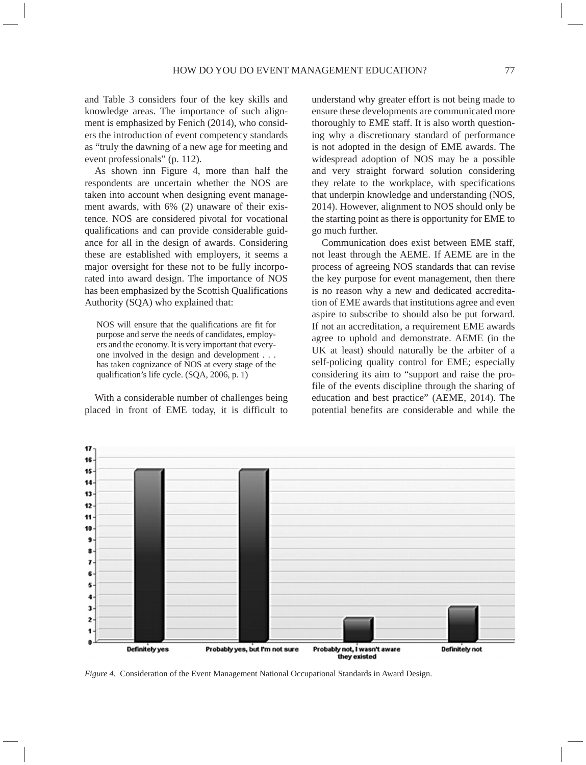and Table 3 considers four of the key skills and knowledge areas. The importance of such alignment is emphasized by Fenich (2014), who considers the introduction of event competency standards as "truly the dawning of a new age for meeting and event professionals" (p. 112).

As shown inn Figure 4, more than half the respondents are uncertain whether the NOS are taken into account when designing event management awards, with 6% (2) unaware of their existence. NOS are considered pivotal for vocational qualifications and can provide considerable guidance for all in the design of awards. Considering these are established with employers, it seems a major oversight for these not to be fully incorporated into award design. The importance of NOS has been emphasized by the Scottish Qualifications Authority (SQA) who explained that:

> NOS will ensure that the qualifications are fit for purpose and serve the needs of candidates, employers and the economy. It is very important that everyone involved in the design and development . . . has taken cognizance of NOS at every stage of the qualification's life cycle. (SQA, 2006, p. 1)

With a considerable number of challenges being placed in front of EME today, it is difficult to understand why greater effort is not being made to ensure these developments are communicated more thoroughly to EME staff. It is also worth questioning why a discretionary standard of performance is not adopted in the design of EME awards. The widespread adoption of NOS may be a possible and very straight forward solution considering they relate to the workplace, with specifications that underpin knowledge and understanding (NOS, 2014). However, alignment to NOS should only be the starting point as there is opportunity for EME to go much further.

Communication does exist between EME staff, not least through the AEME. If AEME are in the process of agreeing NOS standards that can revise the key purpose for event management, then there is no reason why a new and dedicated accreditation of EME awards that institutions agree and even aspire to subscribe to should also be put forward. If not an accreditation, a requirement EME awards agree to uphold and demonstrate. AEME (in the UK at least) should naturally be the arbiter of a self-policing quality control for EME; especially considering its aim to "support and raise the profile of the events discipline through the sharing of education and best practice" (AEME, 2014). The potential benefits are considerable and while the

*Figure 4.* Consideration of the Event Management National Occupational Standards in Award Design.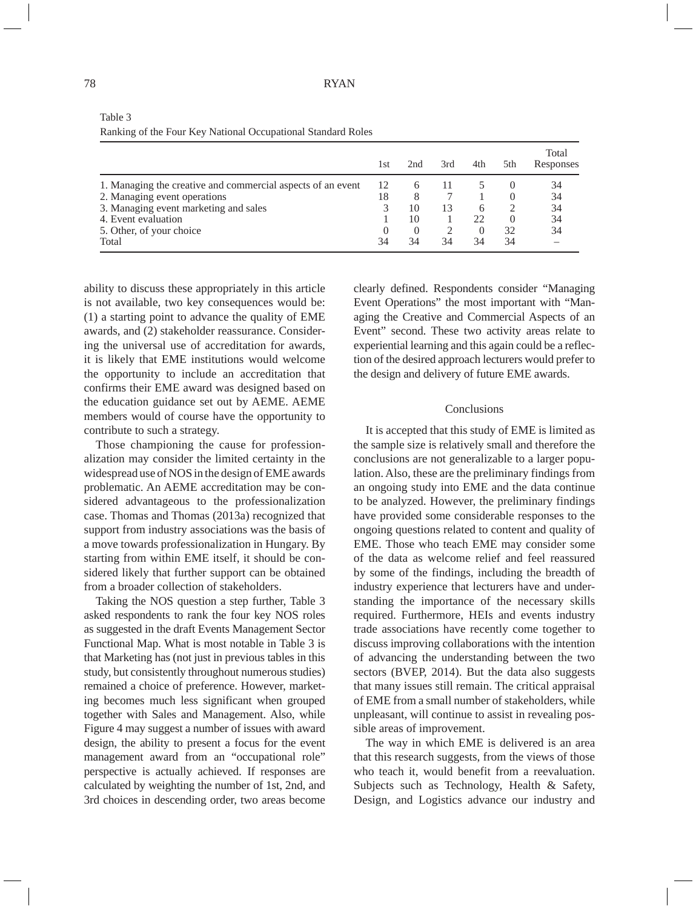Table 3
Ranking of the Four Key National Occupational Standard Roles

| | 1st | 2nd | 3rd | 4th | 5th | Total Responses |
|---|---|---|---|---|---|---|
| 1. Managing the creative and commercial aspects of an event | 12 | 6 | 11 | 5 | 0 | 34 |
| 2. Managing event operations | 18 | 8 | 7 | 1 | 0 | 34 |
| 3. Managing event marketing and sales | 3 | 10 | 13 | 6 | 2 | 34 |
| 4. Event evaluation | 1 | 10 | 1 | 22 | 0 | 34 |
| 5. Other, of your choice | 0 | 0 | 2 | 0 | 32 | 34 |
| Total | 34 | 34 | 34 | 34 | 34 | – |

ability to discuss these appropriately in this article is not available, two key consequences would be: (1) a starting point to advance the quality of EME awards, and (2) stakeholder reassurance. Considering the universal use of accreditation for awards, it is likely that EME institutions would welcome the opportunity to include an accreditation that confirms their EME award was designed based on the education guidance set out by AEME. AEME members would of course have the opportunity to contribute to such a strategy.

Those championing the cause for professionalization may consider the limited certainty in the widespread use of NOS in the design of EME awards problematic. An AEME accreditation may be considered advantageous to the professionalization case. Thomas and Thomas (2013a) recognized that support from industry associations was the basis of a move towards professionalization in Hungary. By starting from within EME itself, it should be considered likely that further support can be obtained from a broader collection of stakeholders.

Taking the NOS question a step further, Table 3 asked respondents to rank the four key NOS roles as suggested in the draft Events Management Sector Functional Map. What is most notable in Table 3 is that Marketing has (not just in previous tables in this study, but consistently throughout numerous studies) remained a choice of preference. However, marketing becomes much less significant when grouped together with Sales and Management. Also, while Figure 4 may suggest a number of issues with award design, the ability to present a focus for the event management award from an "occupational role" perspective is actually achieved. If responses are calculated by weighting the number of 1st, 2nd, and 3rd choices in descending order, two areas become clearly defined. Respondents consider "Managing Event Operations" the most important with "Managing the Creative and Commercial Aspects of an Event" second. These two activity areas relate to experiential learning and this again could be a reflection of the desired approach lecturers would prefer to the design and delivery of future EME awards.

## Conclusions

It is accepted that this study of EME is limited as the sample size is relatively small and therefore the conclusions are not generalizable to a larger population. Also, these are the preliminary findings from an ongoing study into EME and the data continue to be analyzed. However, the preliminary findings have provided some considerable responses to the ongoing questions related to content and quality of EME. Those who teach EME may consider some of the data as welcome relief and feel reassured by some of the findings, including the breadth of industry experience that lecturers have and understanding the importance of the necessary skills required. Furthermore, HEIs and events industry trade associations have recently come together to discuss improving collaborations with the intention of advancing the understanding between the two sectors (BVEP, 2014). But the data also suggests that many issues still remain. The critical appraisal of EME from a small number of stakeholders, while unpleasant, will continue to assist in revealing possible areas of improvement.

The way in which EME is delivered is an area that this research suggests, from the views of those who teach it, would benefit from a reevaluation. Subjects such as Technology, Health & Safety, Design, and Logistics advance our industry and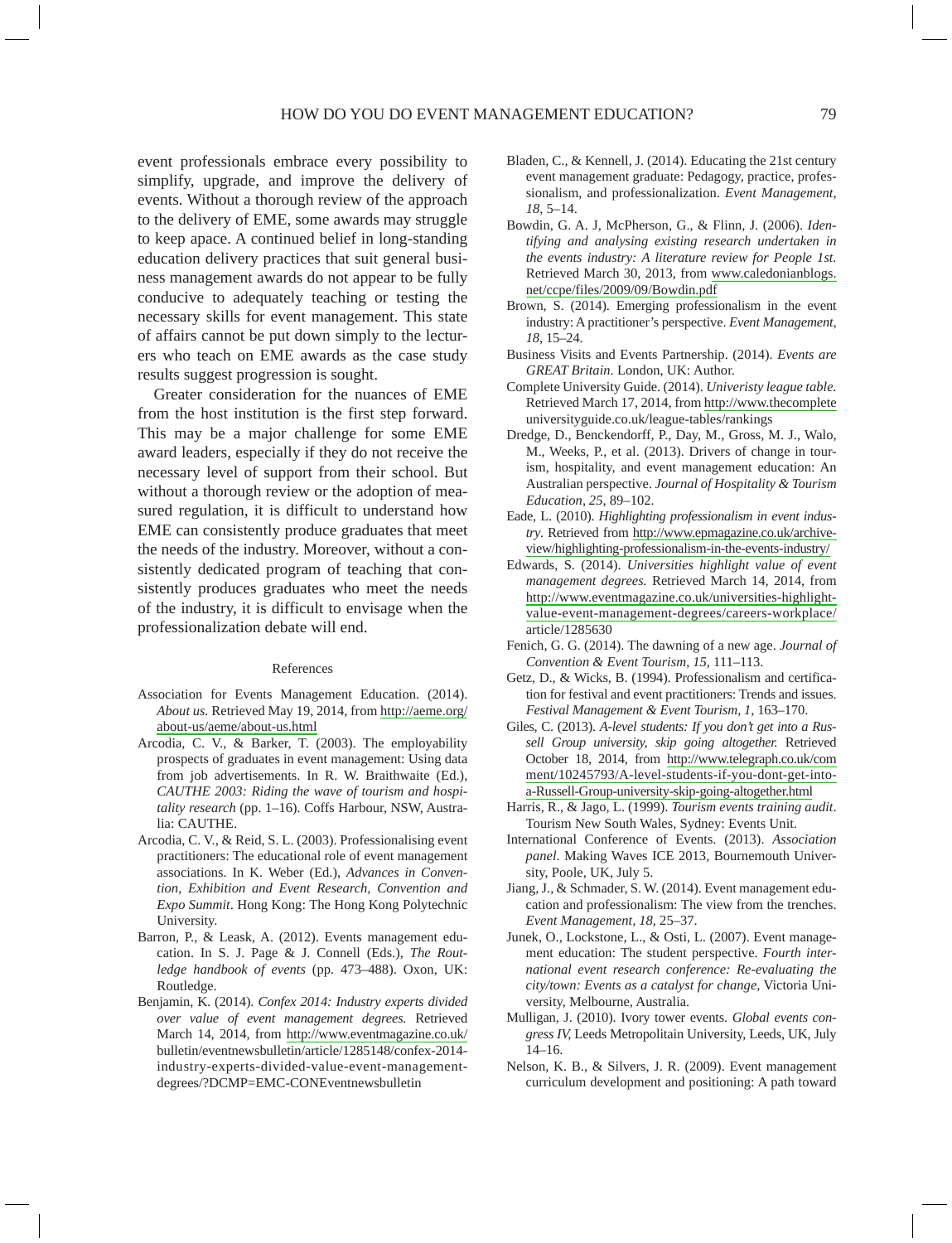event professionals embrace every possibility to simplify, upgrade, and improve the delivery of events. Without a thorough review of the approach to the delivery of EME, some awards may struggle to keep apace. A continued belief in long-standing education delivery practices that suit general business management awards do not appear to be fully conducive to adequately teaching or testing the necessary skills for event management. This state of affairs cannot be put down simply to the lecturers who teach on EME awards as the case study results suggest progression is sought.

Greater consideration for the nuances of EME from the host institution is the first step forward. This may be a major challenge for some EME award leaders, especially if they do not receive the necessary level of support from their school. But without a thorough review or the adoption of measured regulation, it is difficult to understand how EME can consistently produce graduates that meet the needs of the industry. Moreover, without a consistently dedicated program of teaching that consistently produces graduates who meet the needs of the industry, it is difficult to envisage when the professionalization debate will end.

## References

Association for Events Management Education. (2014). *About us*. Retrieved May 19, 2014, from http://aeme.org/about-us/aeme/about-us.html

Arcodia, C. V., & Barker, T. (2003). The employability prospects of graduates in event management: Using data from job advertisements. In R. W. Braithwaite (Ed.), *CAUTHE 2003: Riding the wave of tourism and hospitality research* (pp. 1–16). Coffs Harbour, NSW, Australia: CAUTHE.

Arcodia, C. V., & Reid, S. L. (2003). Professionalising event practitioners: The educational role of event management associations. In K. Weber (Ed.), *Advances in Convention, Exhibition and Event Research, Convention and Expo Summit*. Hong Kong: The Hong Kong Polytechnic University.

Barron, P., & Leask, A. (2012). Events management education. In S. J. Page & J. Connell (Eds.), *The Routledge handbook of events* (pp. 473–488). Oxon, UK: Routledge.

Benjamin, K. (2014). *Confex 2014: Industry experts divided over value of event management degrees.* Retrieved March 14, 2014, from http://www.eventmagazine.co.uk/bulletin/eventnewsbulletin/article/1285148/confex-2014-industry-experts-divided-value-event-management-degrees/?DCMP=EMC-CONEventnewsbulletin

Bladen, C., & Kennell, J. (2014). Educating the 21st century event management graduate: Pedagogy, practice, professionalism, and professionalization. *Event Management*, *18*, 5–14.

Bowdin, G. A. J, McPherson, G., & Flinn, J. (2006). *Identifying and analysing existing research undertaken in the events industry: A literature review for People 1st.* Retrieved March 30, 2013, from www.caledonianblogs.net/ccpe/files/2009/09/Bowdin.pdf

Brown, S. (2014). Emerging professionalism in the event industry: A practitioner's perspective. *Event Management*, *18*, 15–24.

Business Visits and Events Partnership. (2014). *Events are GREAT Britain*. London, UK: Author.

Complete University Guide. (2014). *Univeristy league table.* Retrieved March 17, 2014, from http://www.thecompleteuniversityguide.co.uk/league-tables/rankings

Dredge, D., Benckendorff, P., Day, M., Gross, M. J., Walo, M., Weeks, P., et al. (2013). Drivers of change in tourism, hospitality, and event management education: An Australian perspective. *Journal of Hospitality & Tourism Education*, *25*, 89–102.

Eade, L. (2010). *Highlighting professionalism in event industry*. Retrieved from http://www.epmagazine.co.uk/archive-view/highlighting-professionalism-in-the-events-industry/

Edwards, S. (2014). *Universities highlight value of event management degrees.* Retrieved March 14, 2014, from http://www.eventmagazine.co.uk/universities-highlight-value-event-management-degrees/careers-workplace/article/1285630

Fenich, G. G. (2014). The dawning of a new age. *Journal of Convention & Event Tourism*, *15*, 111–113.

Getz, D., & Wicks, B. (1994). Professionalism and certification for festival and event practitioners: Trends and issues. *Festival Management & Event Tourism*, *1*, 163–170.

Giles, C. (2013). *A-level students: If you don't get into a Russell Group university, skip going altogether.* Retrieved October 18, 2014, from http://www.telegraph.co.uk/comment/10245793/A-level-students-if-you-dont-get-into-a-Russell-Group-university-skip-going-altogether.html

Harris, R., & Jago, L. (1999). *Tourism events training audit*. Tourism New South Wales, Sydney: Events Unit.

International Conference of Events. (2013). *Association panel*. Making Waves ICE 2013, Bournemouth University, Poole, UK, July 5.

Jiang, J., & Schmader, S. W. (2014). Event management education and professionalism: The view from the trenches. *Event Management*, *18*, 25–37.

Junek, O., Lockstone, L., & Osti, L. (2007). Event management education: The student perspective. *Fourth international event research conference: Re-evaluating the city/town: Events as a catalyst for change*, Victoria University, Melbourne, Australia.

Mulligan, J. (2010). Ivory tower events. *Global events congress IV,* Leeds Metropolitain University, Leeds, UK, July 14–16.

Nelson, K. B., & Silvers, J. R. (2009). Event management curriculum development and positioning: A path toward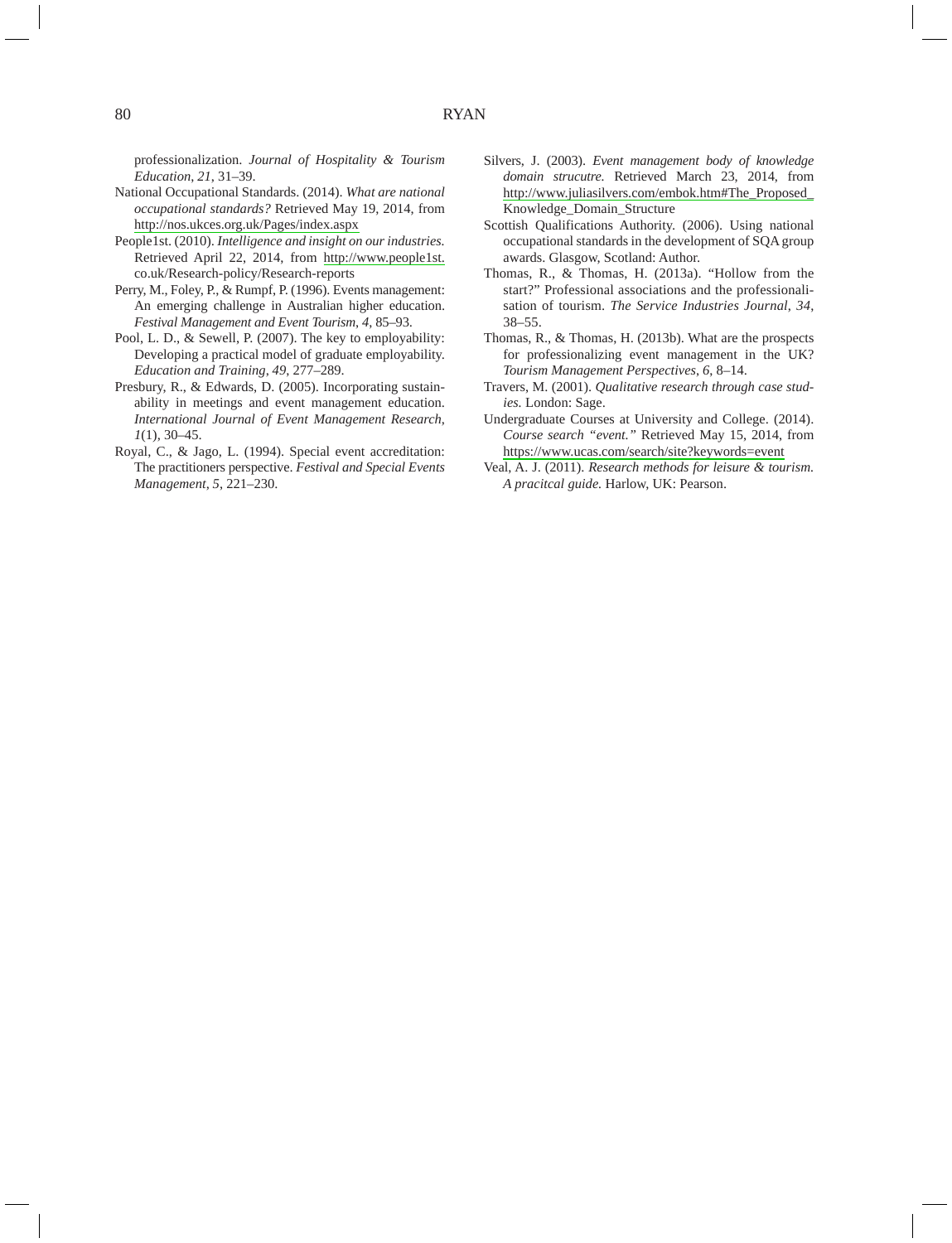professionalization. *Journal of Hospitality & Tourism Education*, *21*, 31–39.

National Occupational Standards. (2014). *What are national occupational standards?* Retrieved May 19, 2014, from http://nos.ukces.org.uk/Pages/index.aspx

People1st. (2010). *Intelligence and insight on our industries.* Retrieved April 22, 2014, from http://www.people1st.co.uk/Research-policy/Research-reports

Perry, M., Foley, P., & Rumpf, P. (1996). Events management: An emerging challenge in Australian higher education. *Festival Management and Event Tourism*, *4*, 85–93.

Pool, L. D., & Sewell, P. (2007). The key to employability: Developing a practical model of graduate employability. *Education and Training*, *49*, 277–289.

Presbury, R., & Edwards, D. (2005). Incorporating sustainability in meetings and event management education. *International Journal of Event Management Research*, *1*(1), 30–45.

Royal, C., & Jago, L. (1994). Special event accreditation: The practitioners perspective. *Festival and Special Events Management*, *5*, 221–230.

Silvers, J. (2003). *Event management body of knowledge domain strucutre.* Retrieved March 23, 2014, from http://www.juliasilvers.com/embok.htm#The_Proposed_Knowledge_Domain_Structure

Scottish Qualifications Authority. (2006). Using national occupational standards in the development of SQA group awards. Glasgow, Scotland: Author.

Thomas, R., & Thomas, H. (2013a). "Hollow from the start?" Professional associations and the professionalisation of tourism. *The Service Industries Journal*, *34*, 38–55.

Thomas, R., & Thomas, H. (2013b). What are the prospects for professionalizing event management in the UK? *Tourism Management Perspectives*, *6*, 8–14.

Travers, M. (2001). *Qualitative research through case studies.* London: Sage.

Undergraduate Courses at University and College. (2014). *Course search "event."* Retrieved May 15, 2014, from https://www.ucas.com/search/site?keywords=event

Veal, A. J. (2011). *Research methods for leisure & tourism. A pracitcal guide.* Harlow, UK: Pearson.